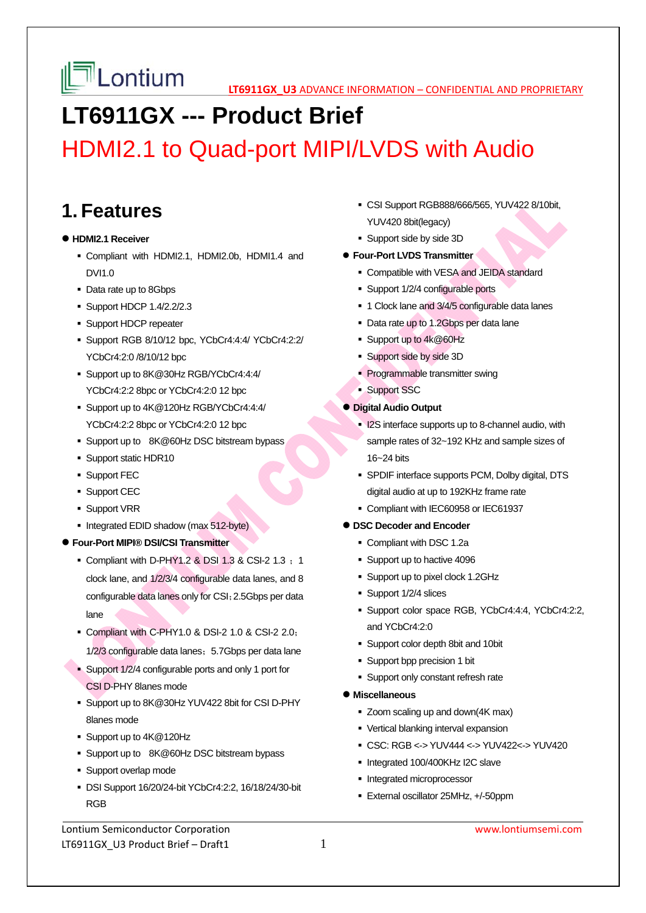# LT6911GX --- Product Brief

## HDMI2.1 to Quad-port MIPI/LVDS with Audio

## 1. Features

- **HDMI2.1 Receiver**
  - Compliant with HDMI2.1, HDMI2.0b, HDMI1.4 and DVI1.0
  - Data rate up to 8Gbps
  - Support HDCP 1.4/2.2/2.3
  - Support HDCP repeater
  - Support RGB 8/10/12 bpc, YCbCr4:4:4/ YCbCr4:2:2/ YCbCr4:2:0 /8/10/12 bpc
  - Support up to 8K@30Hz RGB/YCbCr4:4:4/ YCbCr4:2:2 8bpc or YCbCr4:2:0 12 bpc
  - Support up to 4K@120Hz RGB/YCbCr4:4:4/ YCbCr4:2:2 8bpc or YCbCr4:2:0 12 bpc
  - Support up to 8K@60Hz DSC bitstream bypass
  - Support static HDR10
  - Support FEC
  - Support CEC
  - Support VRR
  - Integrated EDID shadow (max 512-byte)
- **Four-Port MIPI® DSI/CSI Transmitter**
  - Compliant with D-PHY1.2 & DSI 1.3 & CSI-2 1.3 ；1 clock lane, and 1/2/3/4 configurable data lanes, and 8 configurable data lanes only for CSI；2.5Gbps per data lane
  - Compliant with C-PHY1.0 & DSI-2 1.0 & CSI-2 2.0；1/2/3 configurable data lanes；5.7Gbps per data lane
  - Support 1/2/4 configurable ports and only 1 port for CSI D-PHY 8lanes mode
  - Support up to 8K@30Hz YUV422 8bit for CSI D-PHY 8lanes mode
  - Support up to 4K@120Hz
  - Support up to 8K@60Hz DSC bitstream bypass
  - Support overlap mode
  - DSI Support 16/20/24-bit YCbCr4:2:2, 16/18/24/30-bit RGB
  - CSI Support RGB888/666/565, YUV422 8/10bit, YUV420 8bit(legacy)
  - Support side by side 3D
- **Four-Port LVDS Transmitter**
  - Compatible with VESA and JEIDA standard
  - Support 1/2/4 configurable ports
  - 1 Clock lane and 3/4/5 configurable data lanes
  - Data rate up to 1.2Gbps per data lane
  - Support up to 4k@60Hz
  - Support side by side 3D
  - Programmable transmitter swing
  - Support SSC
- **Digital Audio Output**
  - I2S interface supports up to 8-channel audio, with sample rates of 32~192 KHz and sample sizes of 16~24 bits
  - SPDIF interface supports PCM, Dolby digital, DTS digital audio at up to 192KHz frame rate
  - Compliant with IEC60958 or IEC61937
- **DSC Decoder and Encoder**
  - Compliant with DSC 1.2a
  - Support up to hactive 4096
  - Support up to pixel clock 1.2GHz
  - Support 1/2/4 slices
  - Support color space RGB, YCbCr4:4:4, YCbCr4:2:2, and YCbCr4:2:0
  - Support color depth 8bit and 10bit
  - Support bpp precision 1 bit
  - Support only constant refresh rate
- **Miscellaneous**
  - Zoom scaling up and down(4K max)
  - Vertical blanking interval expansion
  - CSC: RGB <-> YUV444 <-> YUV422<-> YUV420
  - Integrated 100/400KHz I2C slave
  - Integrated microprocessor
  - External oscillator 25MHz, +/-50ppm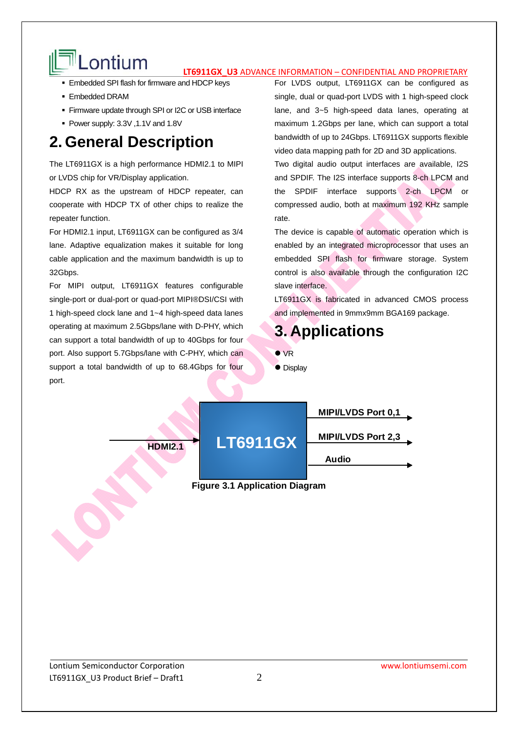- Embedded SPI flash for firmware and HDCP keys
- Embedded DRAM
- Firmware update through SPI or I2C or USB interface
- Power supply: 3.3V ,1.1V and 1.8V

# 2. General Description

The LT6911GX is a high performance HDMI2.1 to MIPI or LVDS chip for VR/Display application.

HDCP RX as the upstream of HDCP repeater, can cooperate with HDCP TX of other chips to realize the repeater function.

For HDMI2.1 input, LT6911GX can be configured as 3/4 lane. Adaptive equalization makes it suitable for long cable application and the maximum bandwidth is up to 32Gbps.

For MIPI output, LT6911GX features configurable single-port or dual-port or quad-port MIPI®DSI/CSI with 1 high-speed clock lane and 1~4 high-speed data lanes operating at maximum 2.5Gbps/lane with D-PHY, which can support a total bandwidth of up to 40Gbps for four port. Also support 5.7Gbps/lane with C-PHY, which can support a total bandwidth of up to 68.4Gbps for four port.

For LVDS output, LT6911GX can be configured as single, dual or quad-port LVDS with 1 high-speed clock lane, and 3~5 high-speed data lanes, operating at maximum 1.2Gbps per lane, which can support a total bandwidth of up to 24Gbps. LT6911GX supports flexible video data mapping path for 2D and 3D applications.

Two digital audio output interfaces are available, I2S and SPDIF. The I2S interface supports 8-ch LPCM and the SPDIF interface supports 2-ch LPCM or compressed audio, both at maximum 192 KHz sample rate.

The device is capable of automatic operation which is enabled by an integrated microprocessor that uses an embedded SPI flash for firmware storage. System control is also available through the configuration I2C slave interface.

LT6911GX is fabricated in advanced CMOS process and implemented in 9mmx9mm BGA169 package.

# 3. Applications

- VR
- Display

HDMI2.1 → LT6911GX → MIPI/LVDS Port 0,1; MIPI/LVDS Port 2,3; Audio

**Figure 3.1 Application Diagram**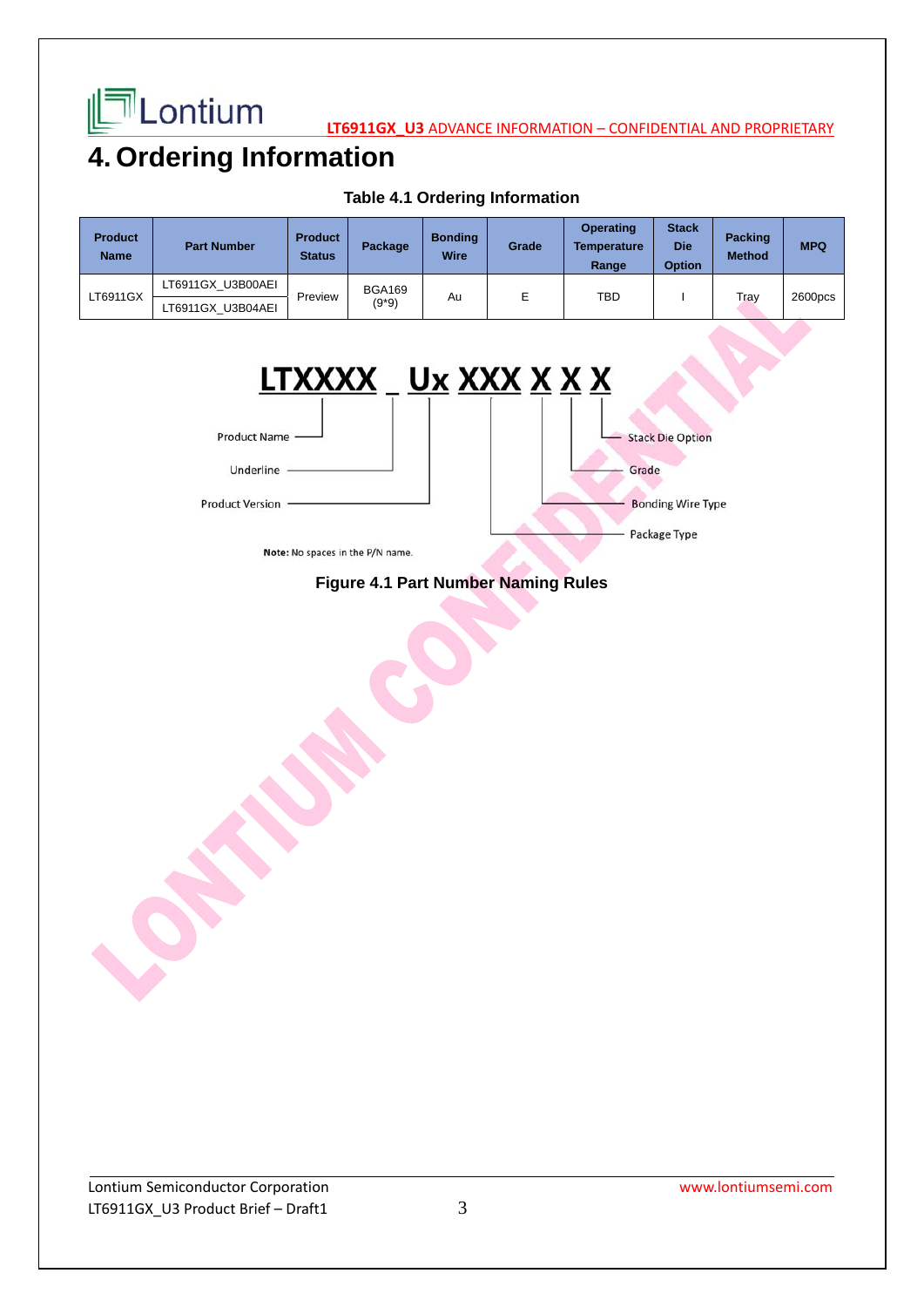# 4. Ordering Information

**Table 4.1 Ordering Information**

| Product Name | Part Number | Product Status | Package | Bonding Wire | Grade | Operating Temperature Range | Stack Die Option | Packing Method | MPQ |
|---|---|---|---|---|---|---|---|---|---|
| LT6911GX | LT6911GX_U3B00AEI | Preview | BGA169 (9*9) | Au | E | TBD | I | Tray | 2600pcs |
| | LT6911GX_U3B04AEI | | | | | | | | |

LTXXXX _ Ux XXX X X X

- Product Name
- Underline
- Product Version
- Package Type
- Bonding Wire Type
- Grade
- Stack Die Option

**Note:** No spaces in the P/N name.

**Figure 4.1 Part Number Naming Rules**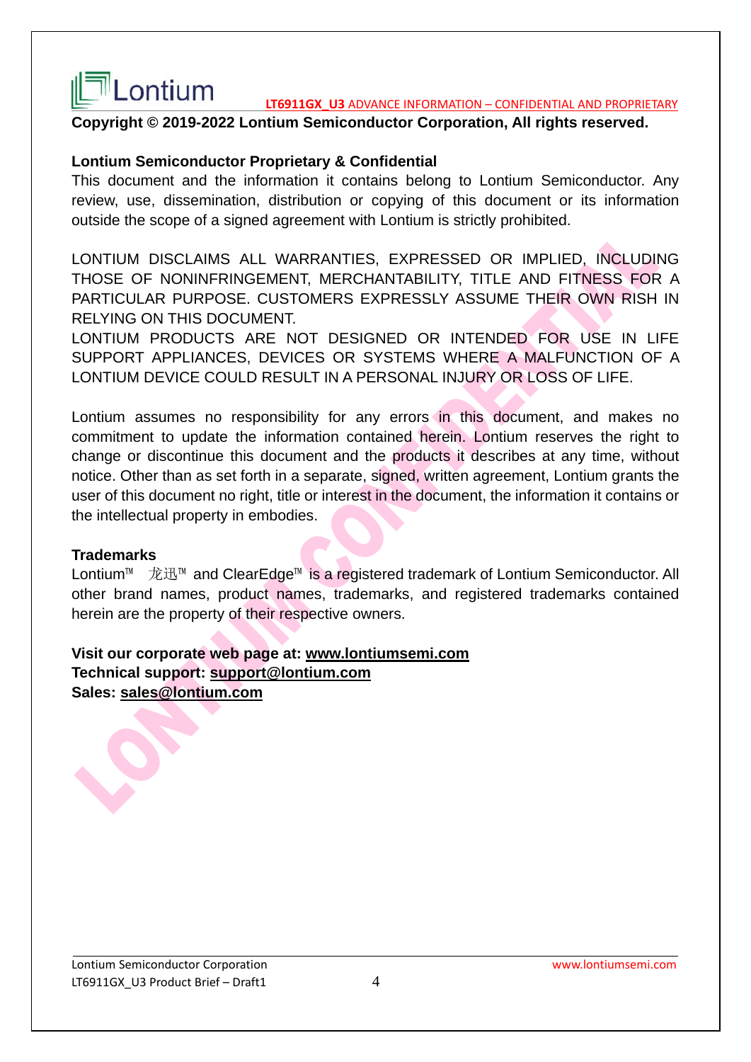**Copyright © 2019-2022 Lontium Semiconductor Corporation, All rights reserved.**

**Lontium Semiconductor Proprietary & Confidential**

This document and the information it contains belong to Lontium Semiconductor. Any review, use, dissemination, distribution or copying of this document or its information outside the scope of a signed agreement with Lontium is strictly prohibited.

LONTIUM DISCLAIMS ALL WARRANTIES, EXPRESSED OR IMPLIED, INCLUDING THOSE OF NONINFRINGEMENT, MERCHANTABILITY, TITLE AND FITNESS FOR A PARTICULAR PURPOSE. CUSTOMERS EXPRESSLY ASSUME THEIR OWN RISH IN RELYING ON THIS DOCUMENT.

LONTIUM PRODUCTS ARE NOT DESIGNED OR INTENDED FOR USE IN LIFE SUPPORT APPLIANCES, DEVICES OR SYSTEMS WHERE A MALFUNCTION OF A LONTIUM DEVICE COULD RESULT IN A PERSONAL INJURY OR LOSS OF LIFE.

Lontium assumes no responsibility for any errors in this document, and makes no commitment to update the information contained herein. Lontium reserves the right to change or discontinue this document and the products it describes at any time, without notice. Other than as set forth in a separate, signed, written agreement, Lontium grants the user of this document no right, title or interest in the document, the information it contains or the intellectual property in embodies.

**Trademarks**

Lontium™ 龙迅™ and ClearEdge™ is a registered trademark of Lontium Semiconductor. All other brand names, product names, trademarks, and registered trademarks contained herein are the property of their respective owners.

**Visit our corporate web page at: www.lontiumsemi.com**
**Technical support: support@lontium.com**
**Sales: sales@lontium.com**